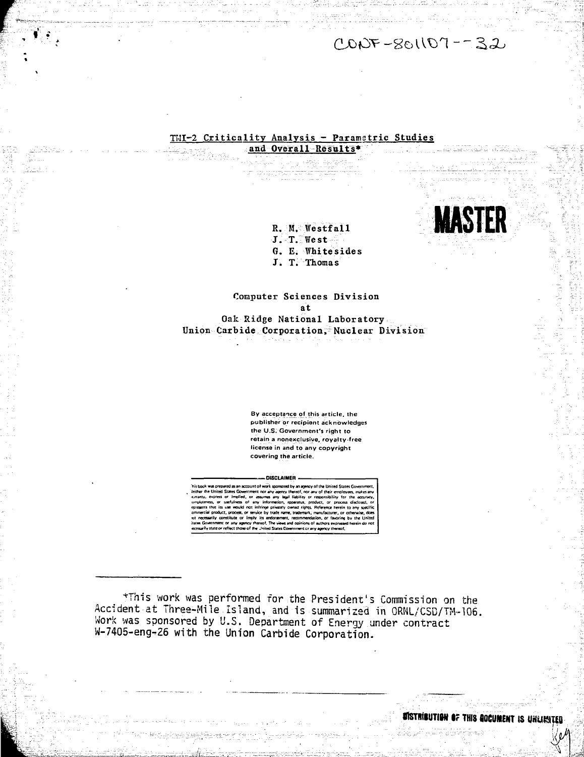CONF-801107--32

# TMI-2 Criticality Analysis - Parametric Studies and Overall Results*

**MASTER**

R. M. Westfall
J. T. West
G. E. Whitesides
J. T. Thomas

Computer Sciences Division
at
Oak Ridge National Laboratory
Union Carbide Corporation, Nuclear Division

By acceptance of this article, the publisher or recipient acknowledges the U.S. Government's right to retain a nonexclusive, royalty-free license in and to any copyright covering the article.

DISCLAIMER

This book was prepared as an account of work sponsored by an agency of the United States Government. Neither the United States Government nor any agency thereof, nor any of their employees, makes any warranty, express or implied, or assumes any legal liability or responsibility for the accuracy, completeness, or usefulness of any information, apparatus, product, or process disclosed, or represents that its use would not infringe privately owned rights. Reference herein to any specific commercial product, process, or service by trade name, trademark, manufacturer, or otherwise, does not necessarily constitute or imply its endorsement, recommendation, or favoring by the United States Government or any agency thereof. The views and opinions of authors expressed herein do not necessarily state or reflect those of the United States Government or any agency thereof.

---

*This work was performed for the President's Commission on the Accident at Three-Mile Island, and is summarized in ORNL/CSD/TM-106. Work was sponsored by U.S. Department of Energy under contract W-7405-eng-26 with the Union Carbide Corporation.

DISTRIBUTION OF THIS DOCUMENT IS UNLIMITED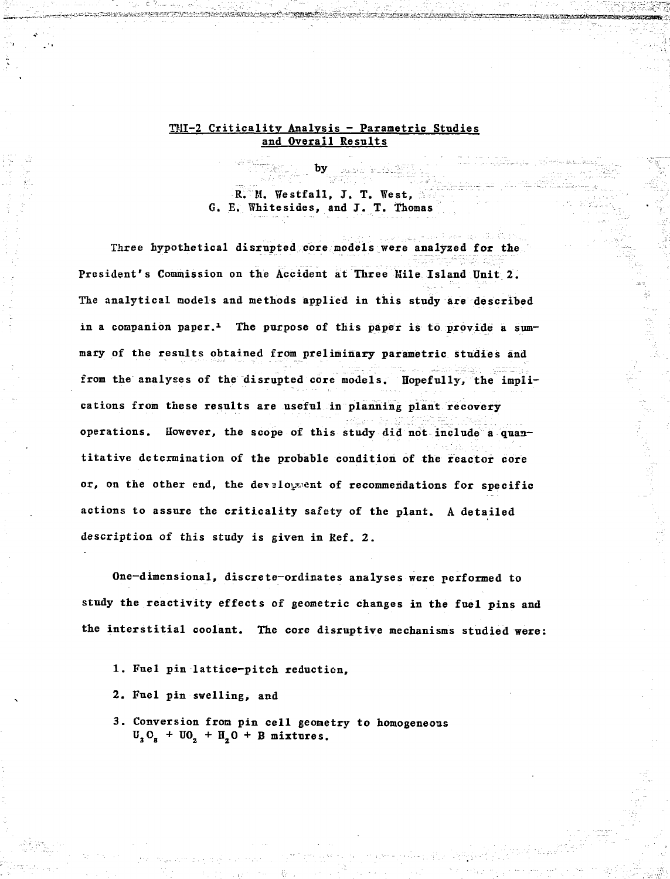# TMI-2 Criticality Analysis - Parametric Studies and Overall Results

by

R. M. Westfall, J. T. West, G. E. Whitesides, and J. T. Thomas

Three hypothetical disrupted core models were analyzed for the President's Commission on the Accident at Three Mile Island Unit 2. The analytical models and methods applied in this study are described in a companion paper.[1] The purpose of this paper is to provide a summary of the results obtained from preliminary parametric studies and from the analyses of the disrupted core models. Hopefully, the implications from these results are useful in planning plant recovery operations. However, the scope of this study did not include a quantitative determination of the probable condition of the reactor core or, on the other end, the development of recommendations for specific actions to assure the criticality safety of the plant. A detailed description of this study is given in Ref. 2.

One-dimensional, discrete-ordinates analyses were performed to study the reactivity effects of geometric changes in the fuel pins and the interstitial coolant. The core disruptive mechanisms studied were:

1. Fuel pin lattice-pitch reduction,
2. Fuel pin swelling, and
3. Conversion from pin cell geometry to homogeneous $U_3O_8 + UO_2 + H_2O + B$ mixtures.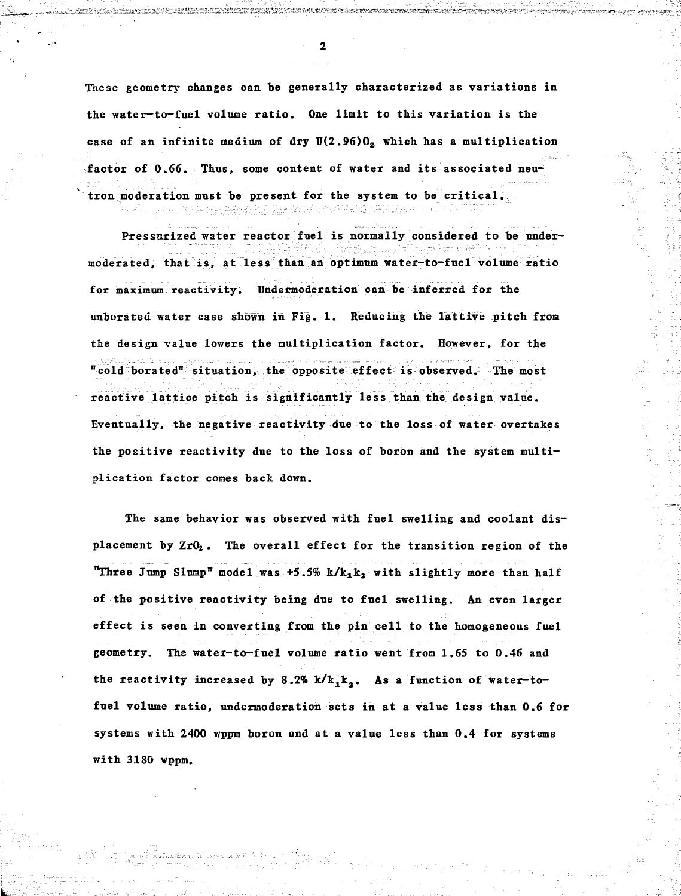These geometry changes can be generally characterized as variations in the water-to-fuel volume ratio. One limit to this variation is the case of an infinite medium of dry $U(2.96)O_2$ which has a multiplication factor of 0.66. Thus, some content of water and its associated neutron moderation must be present for the system to be critical.

Pressurized water reactor fuel is normally considered to be undermoderated, that is, at less than an optimum water-to-fuel volume ratio for maximum reactivity. Undermoderation can be inferred for the unborated water case shown in Fig. 1. Reducing the lattive pitch from the design value lowers the multiplication factor. However, for the "cold borated" situation, the opposite effect is observed. The most reactive lattice pitch is significantly less than the design value. Eventually, the negative reactivity due to the loss of water overtakes the positive reactivity due to the loss of boron and the system multiplication factor comes back down.

The same behavior was observed with fuel swelling and coolant displacement by $ZrO_2$. The overall effect for the transition region of the "Three Jump Slump" model was +5.5% $k/k_1k_2$ with slightly more than half of the positive reactivity being due to fuel swelling. An even larger effect is seen in converting from the pin cell to the homogeneous fuel geometry. The water-to-fuel volume ratio went from 1.65 to 0.46 and the reactivity increased by 8.2% $k/k_1k_2$. As a function of water-to-fuel volume ratio, undermoderation sets in at a value less than 0.6 for systems with 2400 wppm boron and at a value less than 0.4 for systems with 3180 wppm.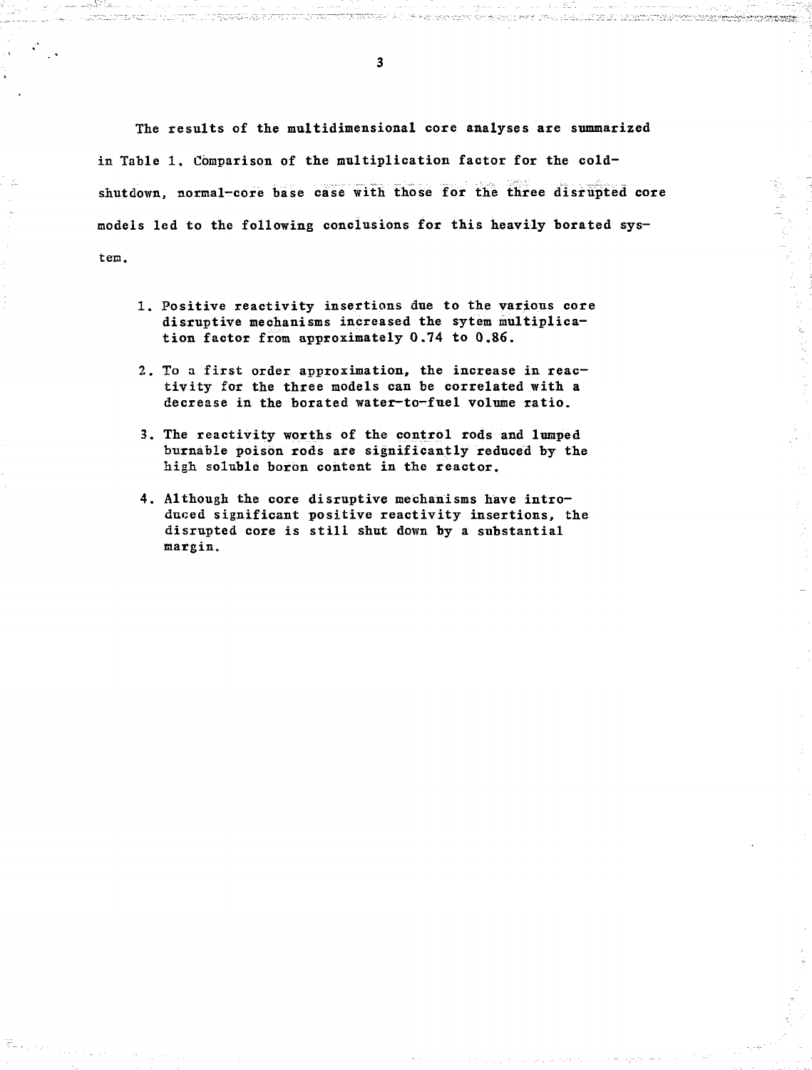The results of the multidimensional core analyses are summarized in Table 1. Comparison of the multiplication factor for the cold-shutdown, normal-core base case with those for the three disrupted core models led to the following conclusions for this heavily borated system.

1. Positive reactivity insertions due to the various core disruptive mechanisms increased the sytem multiplication factor from approximately 0.74 to 0.86.

2. To a first order approximation, the increase in reactivity for the three models can be correlated with a decrease in the borated water-to-fuel volume ratio.

3. The reactivity worths of the control rods and lumped burnable poison rods are significantly reduced by the high soluble boron content in the reactor.

4. Although the core disruptive mechanisms have introduced significant positive reactivity insertions, the disrupted core is still shut down by a substantial margin.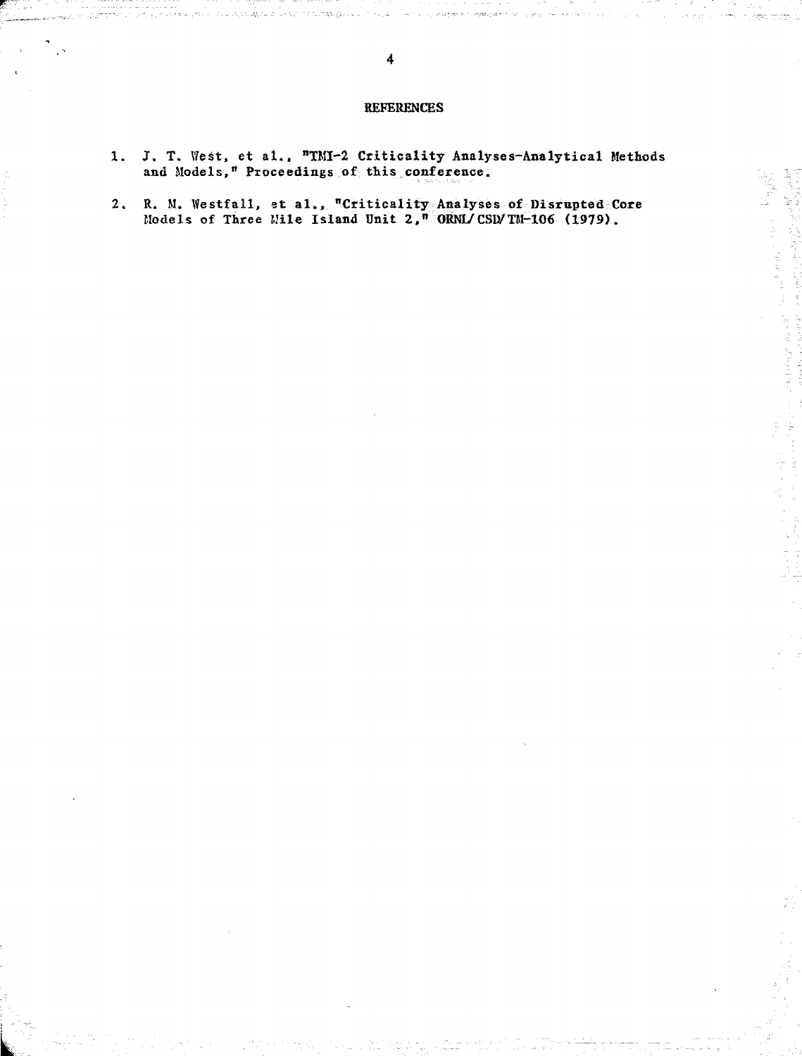## REFERENCES

1. J. T. West, et al., "TMI-2 Criticality Analyses–Analytical Methods and Models," Proceedings of this conference.

2. R. M. Westfall, et al., "Criticality Analyses of Disrupted Core Models of Three Mile Island Unit 2," ORNL/CSD/TM-106 (1979).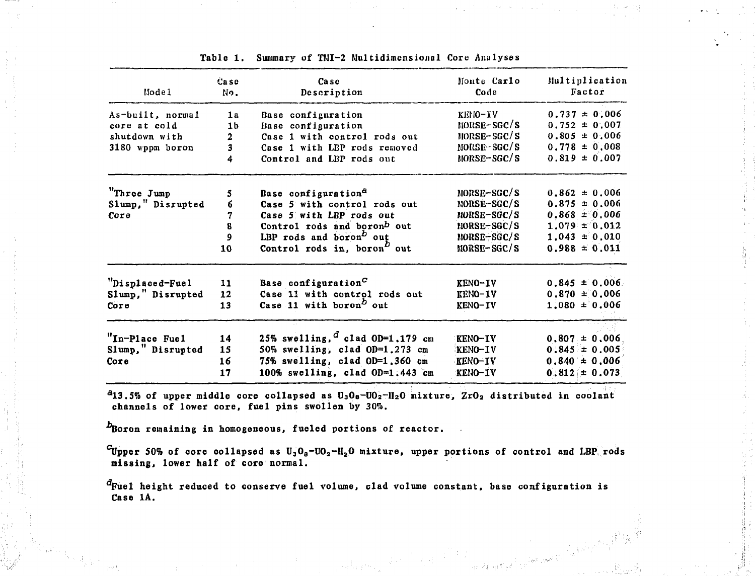Table 1. Summary of TMI-2 Multidimensional Core Analyses

| Model | Case No. | Case Description | Monte Carlo Code | Multiplication Factor |
|---|---|---|---|---|
| As-built, normal core at cold shutdown with 3180 wppm boron | 1a | Base configuration | KENO-IV | 0.737 ± 0.006 |
| | 1b | Base configuration | MORSE-SGC/S | 0.752 ± 0.007 |
| | 2 | Case 1 with control rods out | MORSE-SGC/S | 0.805 ± 0.006 |
| | 3 | Case 1 with LBP rods removed | MORSE-SGC/S | 0.778 ± 0.008 |
| | 4 | Control and LBP rods out | MORSE-SGC/S | 0.819 ± 0.007 |
| "Three Jump Slump," Disrupted Core | 5 | Base configuration[a] | MORSE-SGC/S | 0.862 ± 0.006 |
| | 6 | Case 5 with control rods out | MORSE-SGC/S | 0.875 ± 0.006 |
| | 7 | Case 5 with LBP rods out | MORSE-SGC/S | 0.868 ± 0.006 |
| | 8 | Control rods and boron[b] out | MORSE-SGC/S | 1.079 ± 0.012 |
| | 9 | LBP rods and boron[b] out | MORSE-SGC/S | 1.043 ± 0.010 |
| | 10 | Control rods in, boron[b] out | MORSE-SGC/S | 0.988 ± 0.011 |
| "Displaced-Fuel Slump," Disrupted Core | 11 | Base configuration[c] | KENO-IV | 0.845 ± 0.006 |
| | 12 | Case 11 with control rods out | KENO-IV | 0.870 ± 0.006 |
| | 13 | Case 11 with boron[b] out | KENO-IV | 1.080 ± 0.006 |
| "In-Place Fuel Slump," Disrupted Core | 14 | 25% swelling,[d] clad OD=1.179 cm | KENO-IV | 0.807 ± 0.006 |
| | 15 | 50% swelling, clad OD=1.273 cm | KENO-IV | 0.845 ± 0.005 |
| | 16 | 75% swelling, clad OD=1.360 cm | KENO-IV | 0.840 ± 0.006 |
| | 17 | 100% swelling, clad OD=1.443 cm | KENO-IV | 0.812 ± 0.073 |

[a] 13.5% of upper middle core collapsed as $U_3O_8$-$UO_2$-$H_2O$ mixture, $ZrO_2$ distributed in coolant channels of lower core, fuel pins swollen by 30%.

[b] Boron remaining in homogeneous, fueled portions of reactor.

[c] Upper 50% of core collapsed as $U_3O_8$-$UO_2$-$H_2O$ mixture, upper portions of control and LBP rods missing, lower half of core normal.

[d] Fuel height reduced to conserve fuel volume, clad volume constant, base configuration is Case 1A.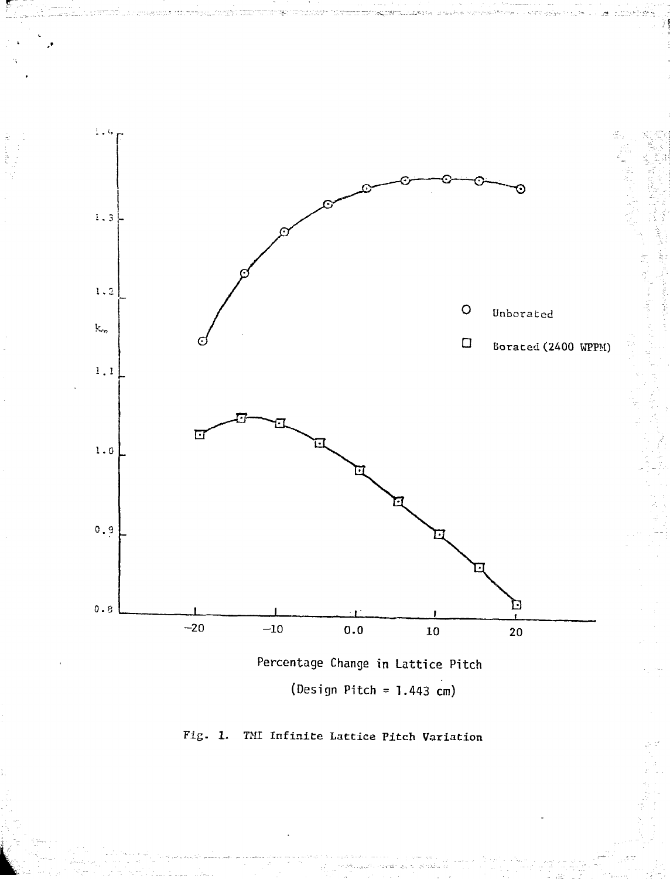1.4

1.3

1.2

$k_\infty$

1.1

1.0

0.9

0.8

−20 −10 0.0 10 20

○ Unborated

□ Borated (2400 WPPM)

Percentage Change in Lattice Pitch

(Design Pitch = 1.443 cm)

Fig. 1. TMI Infinite Lattice Pitch Variation